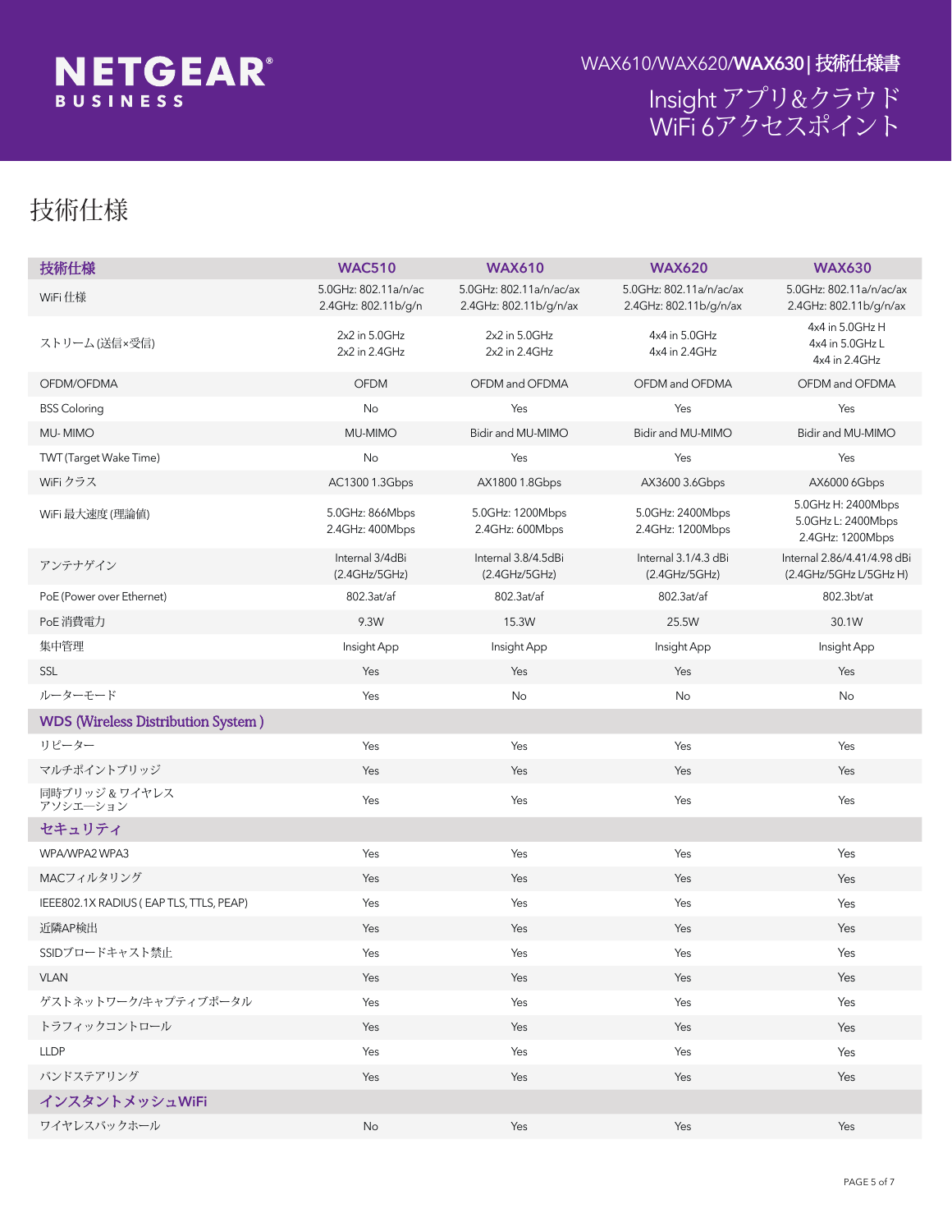# 技術仕様

| 技術仕様 | WAC510 | WAX610 | WAX620 | WAX630 |
|---|---|---|---|---|
| WiFi 仕様 | 5.0GHz: 802.11a/n/ac<br>2.4GHz: 802.11b/g/n | 5.0GHz: 802.11a/n/ac/ax<br>2.4GHz: 802.11b/g/n/ax | 5.0GHz: 802.11a/n/ac/ax<br>2.4GHz: 802.11b/g/n/ax | 5.0GHz: 802.11a/n/ac/ax<br>2.4GHz: 802.11b/g/n/ax |
| ストリーム (送信×受信) | 2x2 in 5.0GHz<br>2x2 in 2.4GHz | 2x2 in 5.0GHz<br>2x2 in 2.4GHz | 4x4 in 5.0GHz<br>4x4 in 2.4GHz | 4x4 in 5.0GHz H<br>4x4 in 5.0GHz L<br>4x4 in 2.4GHz |
| OFDM/OFDMA | OFDM | OFDM and OFDMA | OFDM and OFDMA | OFDM and OFDMA |
| BSS Coloring | No | Yes | Yes | Yes |
| MU- MIMO | MU-MIMO | Bidir and MU-MIMO | Bidir and MU-MIMO | Bidir and MU-MIMO |
| TWT (Target Wake Time) | No | Yes | Yes | Yes |
| WiFi クラス | AC1300 1.3Gbps | AX1800 1.8Gbps | AX3600 3.6Gbps | AX6000 6Gbps |
| WiFi 最大速度 (理論値) | 5.0GHz: 866Mbps<br>2.4GHz: 400Mbps | 5.0GHz: 1200Mbps<br>2.4GHz: 600Mbps | 5.0GHz: 2400Mbps<br>2.4GHz: 1200Mbps | 5.0GHz H: 2400Mbps<br>5.0GHz L: 2400Mbps<br>2.4GHz: 1200Mbps |
| アンテナゲイン | Internal 3/4dBi<br>(2.4GHz/5GHz) | Internal 3.8/4.5dBi<br>(2.4GHz/5GHz) | Internal 3.1/4.3 dBi<br>(2.4GHz/5GHz) | Internal 2.86/4.41/4.98 dBi<br>(2.4GHz/5GHz L/5GHz H) |
| PoE (Power over Ethernet) | 802.3at/af | 802.3at/af | 802.3at/af | 802.3bt/at |
| PoE 消費電力 | 9.3W | 15.3W | 25.5W | 30.1W |
| 集中管理 | Insight App | Insight App | Insight App | Insight App |
| SSL | Yes | Yes | Yes | Yes |
| ルーターモード | Yes | No | No | No |
| **WDS (Wireless Distribution System )** | | | | |
| リピーター | Yes | Yes | Yes | Yes |
| マルチポイントブリッジ | Yes | Yes | Yes | Yes |
| 同時ブリッジ & ワイヤレスアソシエーション | Yes | Yes | Yes | Yes |
| **セキュリティ** | | | | |
| WPA/WPA2 WPA3 | Yes | Yes | Yes | Yes |
| MACフィルタリング | Yes | Yes | Yes | Yes |
| IEEE802.1X RADIUS ( EAP TLS, TTLS, PEAP) | Yes | Yes | Yes | Yes |
| 近隣AP検出 | Yes | Yes | Yes | Yes |
| SSIDブロードキャスト禁止 | Yes | Yes | Yes | Yes |
| VLAN | Yes | Yes | Yes | Yes |
| ゲストネットワーク/キャプティブポータル | Yes | Yes | Yes | Yes |
| トラフィックコントロール | Yes | Yes | Yes | Yes |
| LLDP | Yes | Yes | Yes | Yes |
| バンドステアリング | Yes | Yes | Yes | Yes |
| **インスタントメッシュWiFi** | | | | |
| ワイヤレスバックホール | No | Yes | Yes | Yes |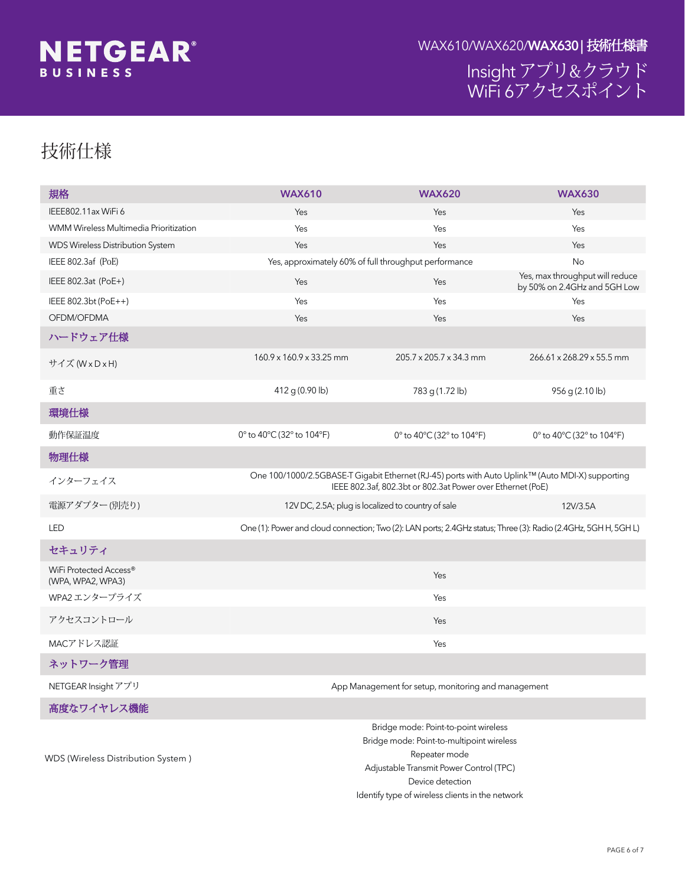# 技術仕様

| 規格 | WAX610 | WAX620 | WAX630 |
|---|---|---|---|
| IEEE802.11ax WiFi 6 | Yes | Yes | Yes |
| WMM Wireless Multimedia Prioritization | Yes | Yes | Yes |
| WDS Wireless Distribution System | Yes | Yes | Yes |
| IEEE 802.3af (PoE) | Yes, approximately 60% of full throughput performance | | No |
| IEEE 802.3at (PoE+) | Yes | Yes | Yes, max throughput will reduce by 50% on 2.4GHz and 5GH Low |
| IEEE 802.3bt (PoE++) | Yes | Yes | Yes |
| OFDM/OFDMA | Yes | Yes | Yes |
| **ハードウェア仕様** | | | |
| サイズ (W x D x H) | 160.9 x 160.9 x 33.25 mm | 205.7 x 205.7 x 34.3 mm | 266.61 x 268.29 x 55.5 mm |
| 重さ | 412 g (0.90 lb) | 783 g (1.72 lb) | 956 g (2.10 lb) |
| **環境仕様** | | | |
| 動作保証温度 | 0° to 40°C (32° to 104°F) | 0° to 40°C (32° to 104°F) | 0° to 40°C (32° to 104°F) |
| **物理仕様** | | | |
| インターフェイス | One 100/1000/2.5GBASE-T Gigabit Ethernet (RJ-45) ports with Auto Uplink™ (Auto MDI-X) supporting IEEE 802.3af, 802.3bt or 802.3at Power over Ethernet (PoE) | | |
| 電源アダプター (別売り) | 12V DC, 2.5A; plug is localized to country of sale | | 12V/3.5A |
| LED | One (1): Power and cloud connection; Two (2): LAN ports; 2.4GHz status; Three (3): Radio (2.4GHz, 5GH H, 5GH L) | | |
| **セキュリティ** | | | |
| WiFi Protected Access® (WPA, WPA2, WPA3) | Yes | | |
| WPA2 エンタープライズ | Yes | | |
| アクセスコントロール | Yes | | |
| MACアドレス認証 | Yes | | |
| **ネットワーク管理** | | | |
| NETGEAR Insight アプリ | App Management for setup, monitoring and management | | |
| **高度なワイヤレス機能** | | | |
| WDS (Wireless Distribution System ) | Bridge mode: Point-to-point wireless<br>Bridge mode: Point-to-multipoint wireless<br>Repeater mode<br>Adjustable Transmit Power Control (TPC)<br>Device detection<br>Identify type of wireless clients in the network | | |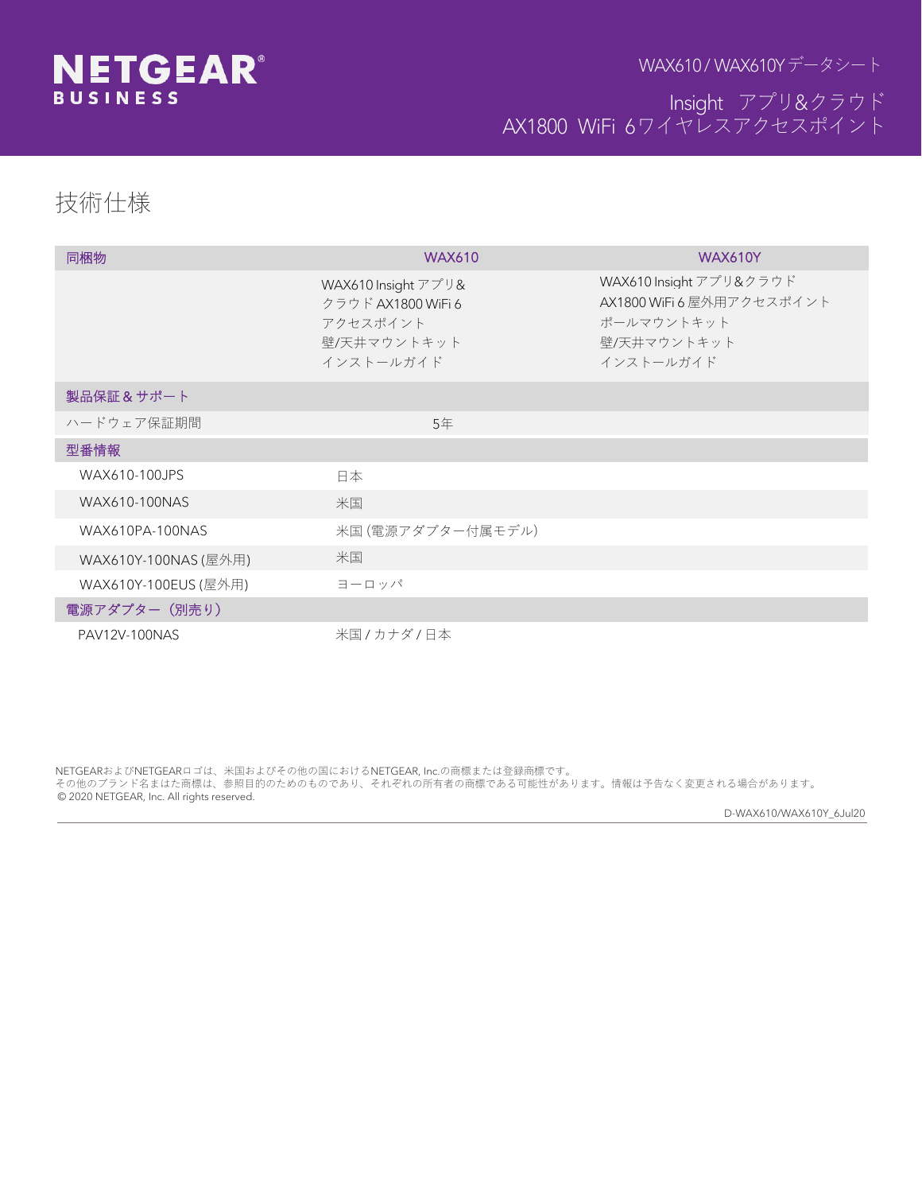# 技術仕様

| 同梱物 | WAX610 | WAX610Y |
|---|---|---|
| | WAX610 Insight アプリ&クラウド AX1800 WiFi 6 アクセスポイント<br>壁/天井マウントキット<br>インストールガイド | WAX610 Insight アプリ&クラウド AX1800 WiFi 6 屋外用アクセスポイント<br>ポールマウントキット<br>壁/天井マウントキット<br>インストールガイド |
| **製品保証 & サポート** | | |
| ハードウェア保証期間 | 5年 | |
| **型番情報** | | |
| WAX610-100JPS | 日本 | |
| WAX610-100NAS | 米国 | |
| WAX610PA-100NAS | 米国 (電源アダプター付属モデル) | |
| WAX610Y-100NAS (屋外用) | 米国 | |
| WAX610Y-100EUS (屋外用) | ヨーロッパ | |
| **電源アダプター（別売り）** | | |
| PAV12V-100NAS | 米国 / カナダ / 日本 | |

NETGEARおよびNETGEARロゴは、米国およびその他の国におけるNETGEAR, Inc.の商標または登録商標です。
その他のブランド名または商標は、参照目的のためのものであり、それぞれの所有者の商標である可能性があります。情報は予告なく変更される場合があります。
© 2020 NETGEAR, Inc. All rights reserved.

D-WAX610/WAX610Y_6Jul20